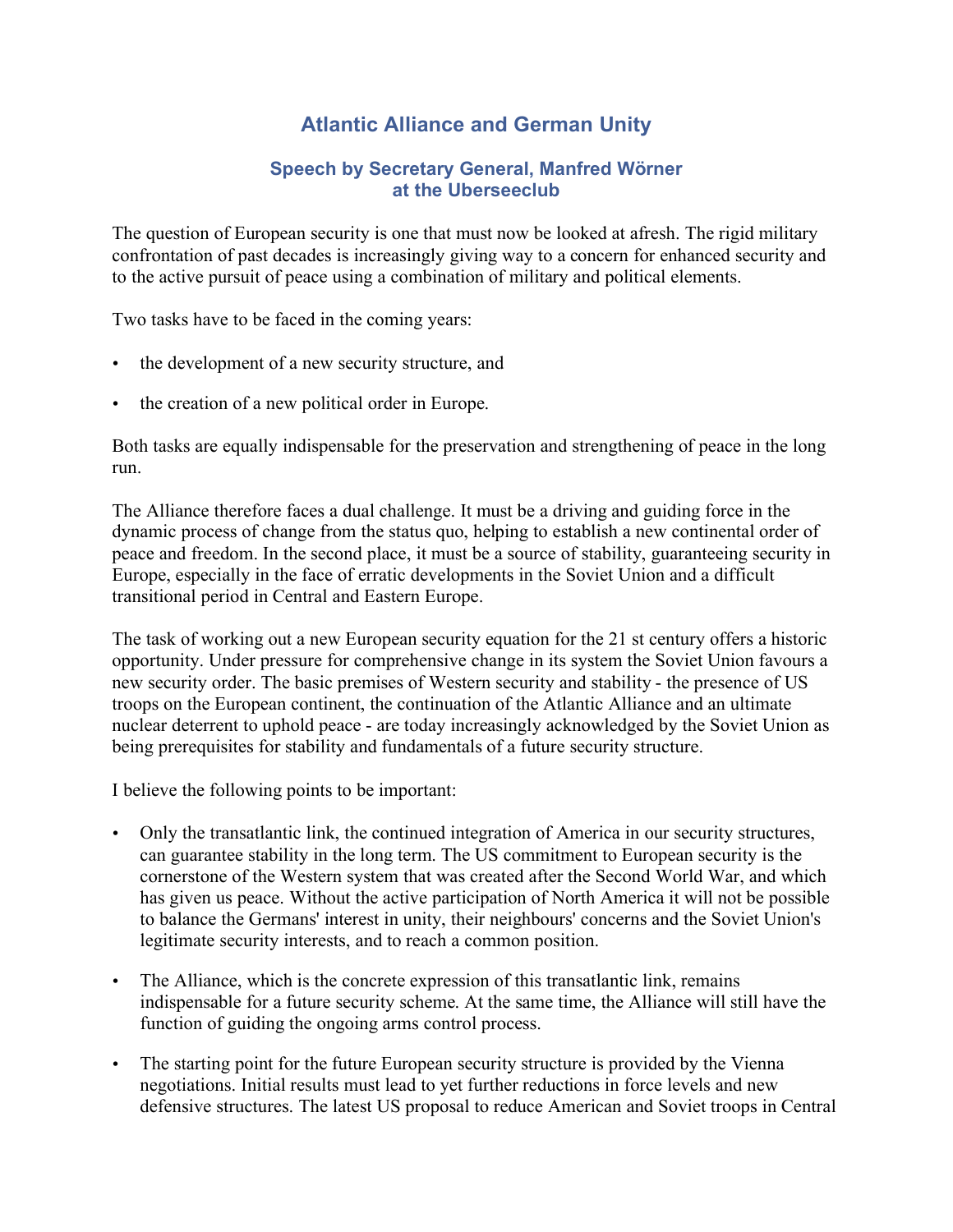# Atlantic Alliance and German Unity

## Speech by Secretary General, Manfred Wörner at the Uberseeclub

The question of European security is one that must now be looked at afresh. The rigid military confrontation of past decades is increasingly giving way to a concern for enhanced security and to the active pursuit of peace using a combination of military and political elements.

Two tasks have to be faced in the coming years:

- the development of a new security structure, and
- the creation of a new political order in Europe.

Both tasks are equally indispensable for the preservation and strengthening of peace in the long run.

The Alliance therefore faces a dual challenge. It must be a driving and guiding force in the dynamic process of change from the status quo, helping to establish a new continental order of peace and freedom. In the second place, it must be a source of stability, guaranteeing security in Europe, especially in the face of erratic developments in the Soviet Union and a difficult transitional period in Central and Eastern Europe.

The task of working out a new European security equation for the 21 st century offers a historic opportunity. Under pressure for comprehensive change in its system the Soviet Union favours a new security order. The basic premises of Western security and stability - the presence of US troops on the European continent, the continuation of the Atlantic Alliance and an ultimate nuclear deterrent to uphold peace - are today increasingly acknowledged by the Soviet Union as being prerequisites for stability and fundamentals of a future security structure.

I believe the following points to be important:

- Only the transatlantic link, the continued integration of America in our security structures, can guarantee stability in the long term. The US commitment to European security is the cornerstone of the Western system that was created after the Second World War, and which has given us peace. Without the active participation of North America it will not be possible to balance the Germans' interest in unity, their neighbours' concerns and the Soviet Union's legitimate security interests, and to reach a common position.
- The Alliance, which is the concrete expression of this transatlantic link, remains indispensable for a future security scheme. At the same time, the Alliance will still have the function of guiding the ongoing arms control process.
- The starting point for the future European security structure is provided by the Vienna negotiations. Initial results must lead to yet further reductions in force levels and new defensive structures. The latest US proposal to reduce American and Soviet troops in Central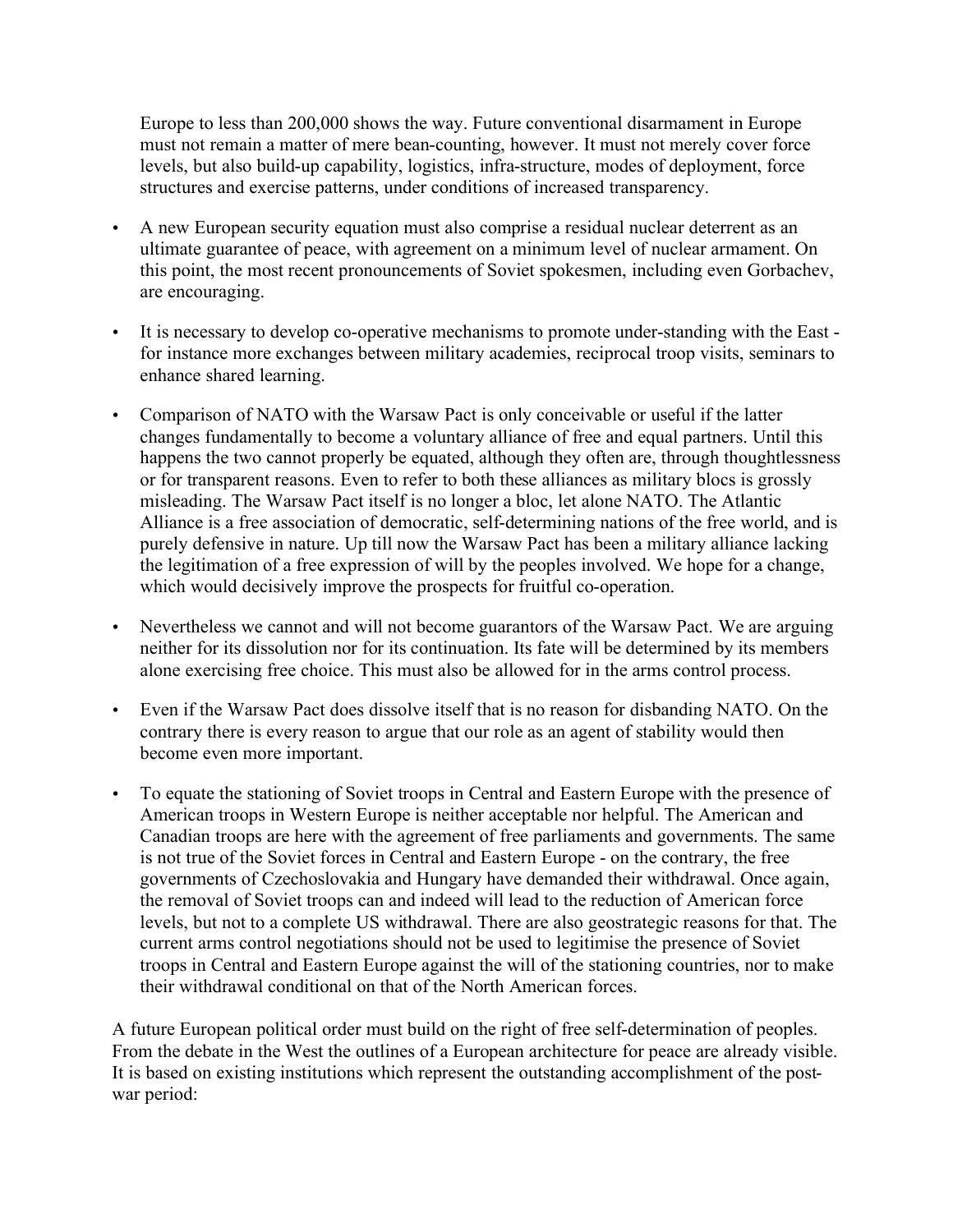Europe to less than 200,000 shows the way. Future conventional disarmament in Europe must not remain a matter of mere bean-counting, however. It must not merely cover force levels, but also build-up capability, logistics, infra-structure, modes of deployment, force structures and exercise patterns, under conditions of increased transparency.

- A new European security equation must also comprise a residual nuclear deterrent as an ultimate guarantee of peace, with agreement on a minimum level of nuclear armament. On this point, the most recent pronouncements of Soviet spokesmen, including even Gorbachev, are encouraging.

- It is necessary to develop co-operative mechanisms to promote under-standing with the East - for instance more exchanges between military academies, reciprocal troop visits, seminars to enhance shared learning.

- Comparison of NATO with the Warsaw Pact is only conceivable or useful if the latter changes fundamentally to become a voluntary alliance of free and equal partners. Until this happens the two cannot properly be equated, although they often are, through thoughtlessness or for transparent reasons. Even to refer to both these alliances as military blocs is grossly misleading. The Warsaw Pact itself is no longer a bloc, let alone NATO. The Atlantic Alliance is a free association of democratic, self-determining nations of the free world, and is purely defensive in nature. Up till now the Warsaw Pact has been a military alliance lacking the legitimation of a free expression of will by the peoples involved. We hope for a change, which would decisively improve the prospects for fruitful co-operation.

- Nevertheless we cannot and will not become guarantors of the Warsaw Pact. We are arguing neither for its dissolution nor for its continuation. Its fate will be determined by its members alone exercising free choice. This must also be allowed for in the arms control process.

- Even if the Warsaw Pact does dissolve itself that is no reason for disbanding NATO. On the contrary there is every reason to argue that our role as an agent of stability would then become even more important.

- To equate the stationing of Soviet troops in Central and Eastern Europe with the presence of American troops in Western Europe is neither acceptable nor helpful. The American and Canadian troops are here with the agreement of free parliaments and governments. The same is not true of the Soviet forces in Central and Eastern Europe - on the contrary, the free governments of Czechoslovakia and Hungary have demanded their withdrawal. Once again, the removal of Soviet troops can and indeed will lead to the reduction of American force levels, but not to a complete US withdrawal. There are also geostrategic reasons for that. The current arms control negotiations should not be used to legitimise the presence of Soviet troops in Central and Eastern Europe against the will of the stationing countries, nor to make their withdrawal conditional on that of the North American forces.

A future European political order must build on the right of free self-determination of peoples. From the debate in the West the outlines of a European architecture for peace are already visible. It is based on existing institutions which represent the outstanding accomplishment of the post-war period: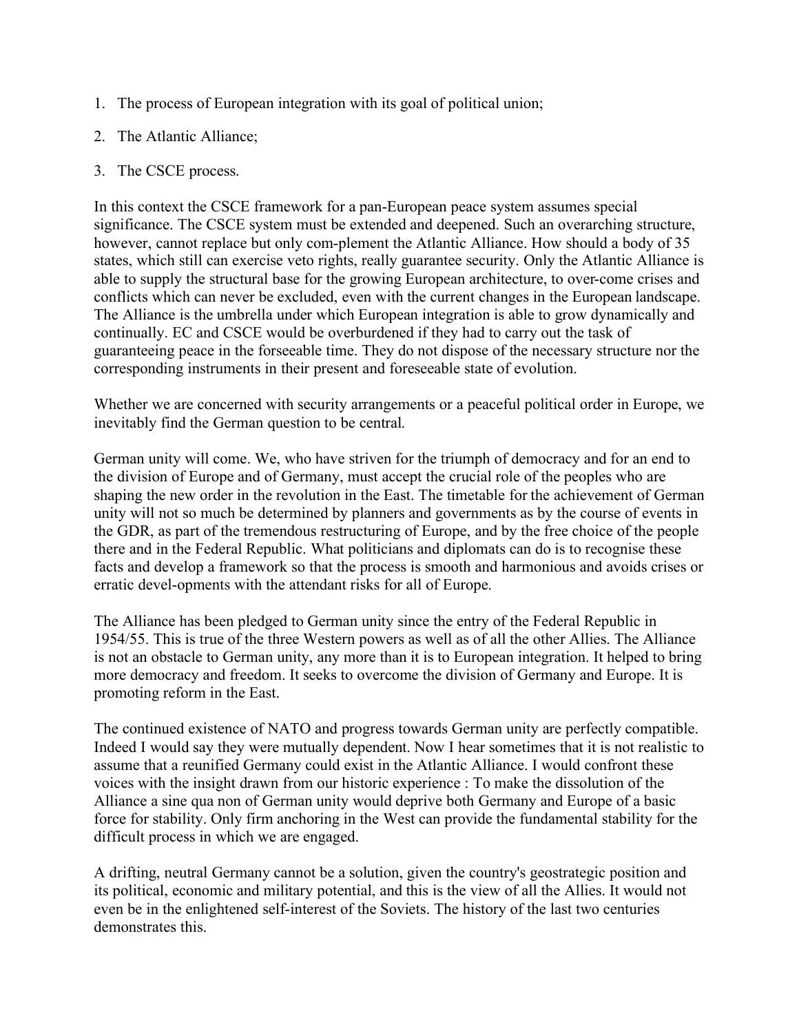1. The process of European integration with its goal of political union;
2. The Atlantic Alliance;
3. The CSCE process.

In this context the CSCE framework for a pan-European peace system assumes special significance. The CSCE system must be extended and deepened. Such an overarching structure, however, cannot replace but only com-plement the Atlantic Alliance. How should a body of 35 states, which still can exercise veto rights, really guarantee security. Only the Atlantic Alliance is able to supply the structural base for the growing European architecture, to over-come crises and conflicts which can never be excluded, even with the current changes in the European landscape. The Alliance is the umbrella under which European integration is able to grow dynamically and continually. EC and CSCE would be overburdened if they had to carry out the task of guaranteeing peace in the forseeable time. They do not dispose of the necessary structure nor the corresponding instruments in their present and foreseeable state of evolution.

Whether we are concerned with security arrangements or a peaceful political order in Europe, we inevitably find the German question to be central.

German unity will come. We, who have striven for the triumph of democracy and for an end to the division of Europe and of Germany, must accept the crucial role of the peoples who are shaping the new order in the revolution in the East. The timetable for the achievement of German unity will not so much be determined by planners and governments as by the course of events in the GDR, as part of the tremendous restructuring of Europe, and by the free choice of the people there and in the Federal Republic. What politicians and diplomats can do is to recognise these facts and develop a framework so that the process is smooth and harmonious and avoids crises or erratic devel-opments with the attendant risks for all of Europe.

The Alliance has been pledged to German unity since the entry of the Federal Republic in 1954/55. This is true of the three Western powers as well as of all the other Allies. The Alliance is not an obstacle to German unity, any more than it is to European integration. It helped to bring more democracy and freedom. It seeks to overcome the division of Germany and Europe. It is promoting reform in the East.

The continued existence of NATO and progress towards German unity are perfectly compatible. Indeed I would say they were mutually dependent. Now I hear sometimes that it is not realistic to assume that a reunified Germany could exist in the Atlantic Alliance. I would confront these voices with the insight drawn from our historic experience : To make the dissolution of the Alliance a sine qua non of German unity would deprive both Germany and Europe of a basic force for stability. Only firm anchoring in the West can provide the fundamental stability for the difficult process in which we are engaged.

A drifting, neutral Germany cannot be a solution, given the country's geostrategic position and its political, economic and military potential, and this is the view of all the Allies. It would not even be in the enlightened self-interest of the Soviets. The history of the last two centuries demonstrates this.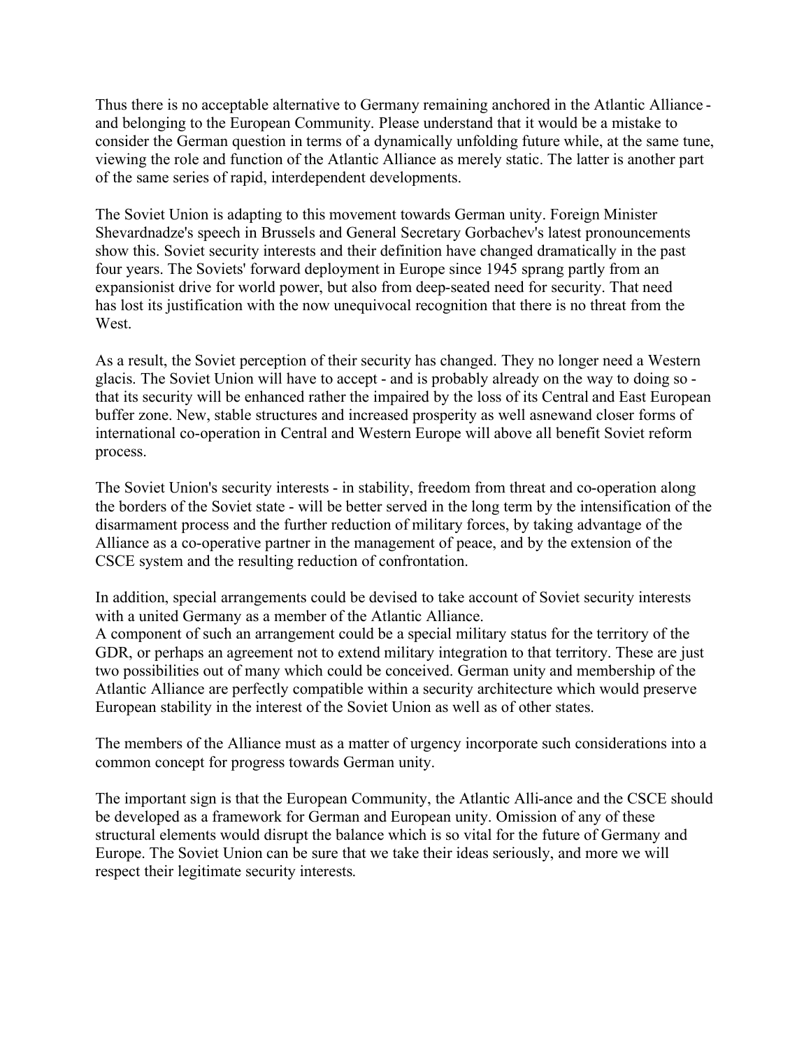Thus there is no acceptable alternative to Germany remaining anchored in the Atlantic Alliance - and belonging to the European Community. Please understand that it would be a mistake to consider the German question in terms of a dynamically unfolding future while, at the same tune, viewing the role and function of the Atlantic Alliance as merely static. The latter is another part of the same series of rapid, interdependent developments.

The Soviet Union is adapting to this movement towards German unity. Foreign Minister Shevardnadze's speech in Brussels and General Secretary Gorbachev's latest pronouncements show this. Soviet security interests and their definition have changed dramatically in the past four years. The Soviets' forward deployment in Europe since 1945 sprang partly from an expansionist drive for world power, but also from deep-seated need for security. That need has lost its justification with the now unequivocal recognition that there is no threat from the West.

As a result, the Soviet perception of their security has changed. They no longer need a Western glacis. The Soviet Union will have to accept - and is probably already on the way to doing so - that its security will be enhanced rather the impaired by the loss of its Central and East European buffer zone. New, stable structures and increased prosperity as well asnewand closer forms of international co-operation in Central and Western Europe will above all benefit Soviet reform process.

The Soviet Union's security interests - in stability, freedom from threat and co-operation along the borders of the Soviet state - will be better served in the long term by the intensification of the disarmament process and the further reduction of military forces, by taking advantage of the Alliance as a co-operative partner in the management of peace, and by the extension of the CSCE system and the resulting reduction of confrontation.

In addition, special arrangements could be devised to take account of Soviet security interests with a united Germany as a member of the Atlantic Alliance.
A component of such an arrangement could be a special military status for the territory of the GDR, or perhaps an agreement not to extend military integration to that territory. These are just two possibilities out of many which could be conceived. German unity and membership of the Atlantic Alliance are perfectly compatible within a security architecture which would preserve European stability in the interest of the Soviet Union as well as of other states.

The members of the Alliance must as a matter of urgency incorporate such considerations into a common concept for progress towards German unity.

The important sign is that the European Community, the Atlantic Alli-ance and the CSCE should be developed as a framework for German and European unity. Omission of any of these structural elements would disrupt the balance which is so vital for the future of Germany and Europe. The Soviet Union can be sure that we take their ideas seriously, and more we will respect their legitimate security interests.